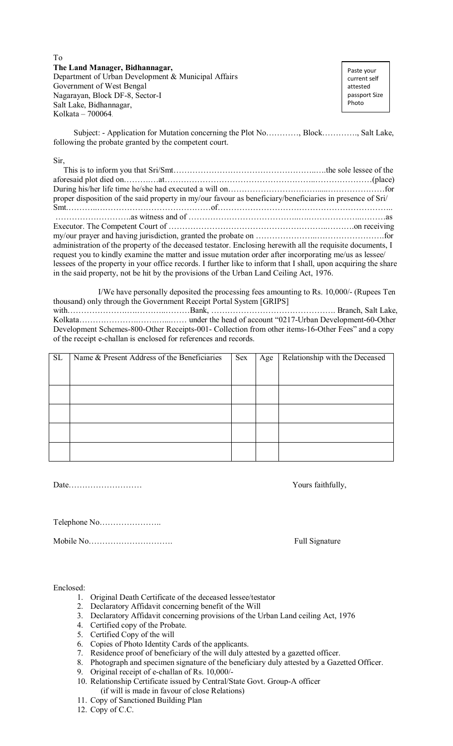To

**The Land Manager, Bidhannagar,**
Department of Urban Development & Municipal Affairs
Government of West Bengal
Nagarayan, Block DF-8, Sector-I
Salt Lake, Bidhannagar,
Kolkata – 700064.

Paste your current self attested passport Size Photo

Subject: - Application for Mutation concerning the Plot No…………, Block…………., Salt Lake, following the probate granted by the competent court.

Sir,

This is to inform you that Sri/Smt……………………………………………..….the sole lessee of the aforesaid plot died on……….…at………………………………………………..…………………(place) During his/her life time he/she had executed a will on…………………………......…………………for proper disposition of the said property in my/our favour as beneficiary/beneficiaries in presence of Sri/ Smt.………..……………………………………of………………………………………………………... ……………………….as witness and of …………………………………...….………………..………as Executor. The Competent Court of ………………………………………………………..………on receiving my/our prayer and having jurisdiction, granted the probate on …………………..…………………….for administration of the property of the deceased testator. Enclosing herewith all the requisite documents, I request you to kindly examine the matter and issue mutation order after incorporating me/us as lessee/ lessees of the property in your office records. I further like to inform that I shall, upon acquiring the share in the said property, not be hit by the provisions of the Urban Land Ceiling Act, 1976.

I/We have personally deposited the processing fees amounting to Rs. 10,000/- (Rupees Ten thousand) only through the Government Receipt Portal System [GRIPS] with…………………….………..………Bank, ………………………………………. Branch, Salt Lake, Kolkata……………….……….…...…… under the head of account "0217-Urban Development-60-Other Development Schemes-800-Other Receipts-001- Collection from other items-16-Other Fees" and a copy of the receipt e-challan is enclosed for references and records.

| SL | Name & Present Address of the Beneficiaries | Sex | Age | Relationship with the Deceased |
|---|---|---|---|---|
| | | | | |
| | | | | |
| | | | | |
| | | | | |

Date………………………

Yours faithfully,

Telephone No…………………..

Mobile No………………………….

Full Signature

Enclosed:

1. Original Death Certificate of the deceased lessee/testator
2. Declaratory Affidavit concerning benefit of the Will
3. Declaratory Affidavit concerning provisions of the Urban Land ceiling Act, 1976
4. Certified copy of the Probate.
5. Certified Copy of the will
6. Copies of Photo Identity Cards of the applicants.
7. Residence proof of beneficiary of the will duly attested by a gazetted officer.
8. Photograph and specimen signature of the beneficiary duly attested by a Gazetted Officer.
9. Original receipt of e-challan of Rs. 10,000/-
10. Relationship Certificate issued by Central/State Govt. Group-A officer (if will is made in favour of close Relations)
11. Copy of Sanctioned Building Plan
12. Copy of C.C.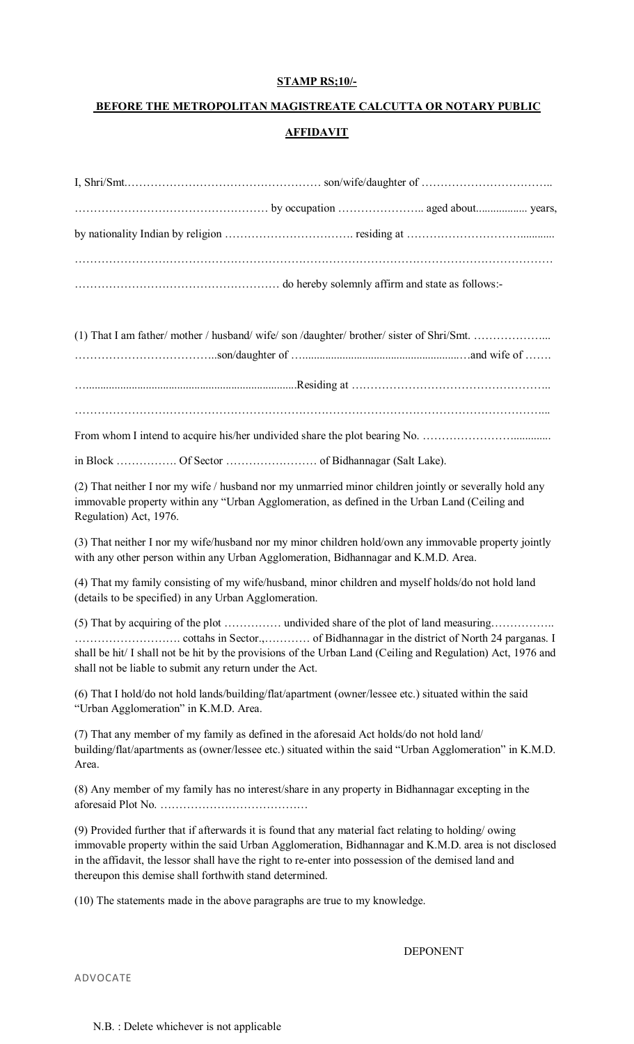**STAMP RS;10/-**

**BEFORE THE METROPOLITAN MAGISTREATE CALCUTTA OR NOTARY PUBLIC**

**AFFIDAVIT**

I, Shri/Smt.…………………………………………… son/wife/daughter of ……………………………..

…………………………………………… by occupation ………………….. aged about.................. years,

by nationality Indian by religion ……………………………. residing at ………………………............

……………………………………………………………………………………………………………

…………………………………………… do hereby solemnly affirm and state as follows:-

(1) That I am father/ mother / husband/ wife/ son /daughter/ brother/ sister of Shri/Smt. ………………...

………………………………..son/daughter of …......................................................….and wife of …….

…........................................................................Residing at ……………………………………………..

……………………………………………………………………………………………………………..

From whom I intend to acquire his/her undivided share the plot bearing No. …………………….............

in Block ……………. Of Sector …………………… of Bidhannagar (Salt Lake).

(2) That neither I nor my wife / husband nor my unmarried minor children jointly or severally hold any immovable property within any "Urban Agglomeration, as defined in the Urban Land (Ceiling and Regulation) Act, 1976.

(3) That neither I nor my wife/husband nor my minor children hold/own any immovable property jointly with any other person within any Urban Agglomeration, Bidhannagar and K.M.D. Area.

(4) That my family consisting of my wife/husband, minor children and myself holds/do not hold land (details to be specified) in any Urban Agglomeration.

(5) That by acquiring of the plot …………… undivided share of the plot of land measuring…………….. ………………………. cottahs in Sector.,………… of Bidhannagar in the district of North 24 parganas. I shall be hit/ I shall not be hit by the provisions of the Urban Land (Ceiling and Regulation) Act, 1976 and shall not be liable to submit any return under the Act.

(6) That I hold/do not hold lands/building/flat/apartment (owner/lessee etc.) situated within the said "Urban Agglomeration" in K.M.D. Area.

(7) That any member of my family as defined in the aforesaid Act holds/do not hold land/ building/flat/apartments as (owner/lessee etc.) situated within the said "Urban Agglomeration" in K.M.D. Area.

(8) Any member of my family has no interest/share in any property in Bidhannagar excepting in the aforesaid Plot No. …………………………………

(9) Provided further that if afterwards it is found that any material fact relating to holding/ owing immovable property within the said Urban Agglomeration, Bidhannagar and K.M.D. area is not disclosed in the affidavit, the lessor shall have the right to re-enter into possession of the demised land and thereupon this demise shall forthwith stand determined.

(10) The statements made in the above paragraphs are true to my knowledge.

DEPONENT

ADVOCATE

N.B. : Delete whichever is not applicable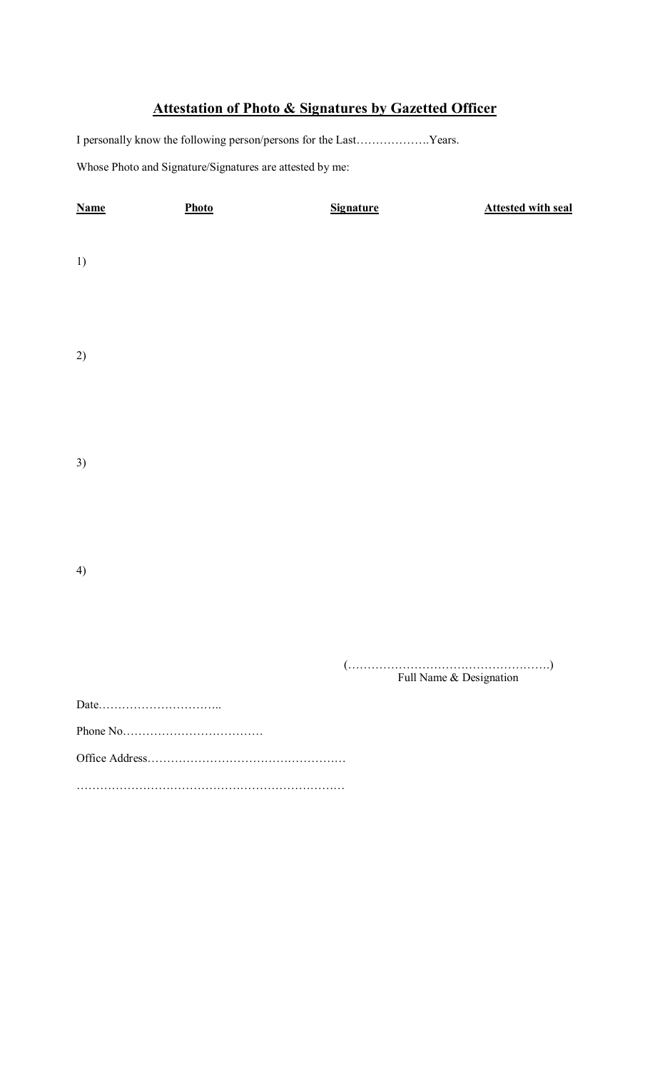## **Attestation of Photo & Signatures by Gazetted Officer**

I personally know the following person/persons for the Last……………….Years.

Whose Photo and Signature/Signatures are attested by me:

| **Name** | **Photo** | **Signature** | **Attested with seal** |
|---|---|---|---|
| 1) | | | |
| 2) | | | |
| 3) | | | |
| 4) | | | |

(…………………………………………….)
Full Name & Designation

Date…………………………..

Phone No………………………………

Office Address……………………………………………

……………………………………………………………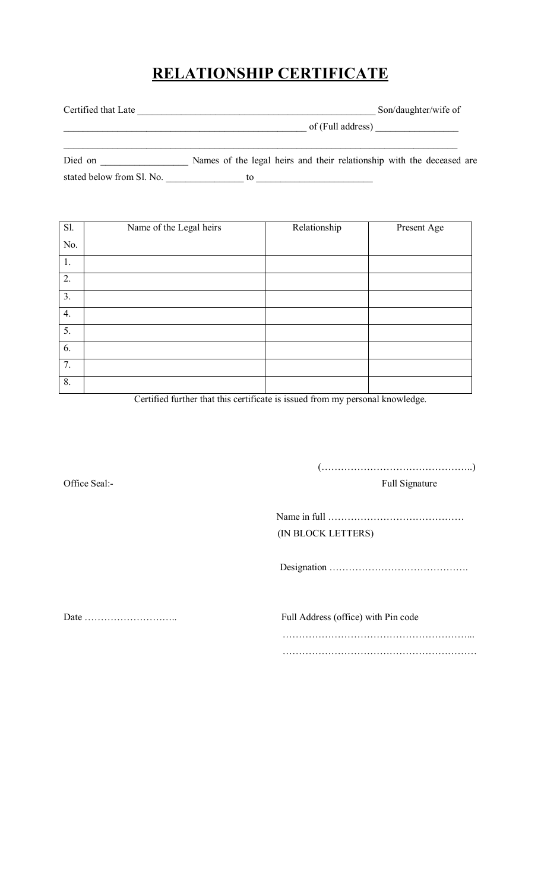# RELATIONSHIP CERTIFICATE

Certified that Late ________________________________________________ Son/daughter/wife of ________________________________________________ of (Full address) ________________

________________________________________________________________________________

Died on _________________ Names of the legal heirs and their relationship with the deceased are stated below from Sl. No. _______________ to _______________________

| Sl. No. | Name of the Legal heirs | Relationship | Present Age |
|---|---|---|---|
| 1. | | | |
| 2. | | | |
| 3. | | | |
| 4. | | | |
| 5. | | | |
| 6. | | | |
| 7. | | | |
| 8. | | | |

Certified further that this certificate is issued from my personal knowledge.

(………………………………………..)
Full Signature

Office Seal:-

Name in full ……………………………………
(IN BLOCK LETTERS)

Designation …………………………………….

Date ………………………..

Full Address (office) with Pin code
…………………………………………………...
……………………………………………………